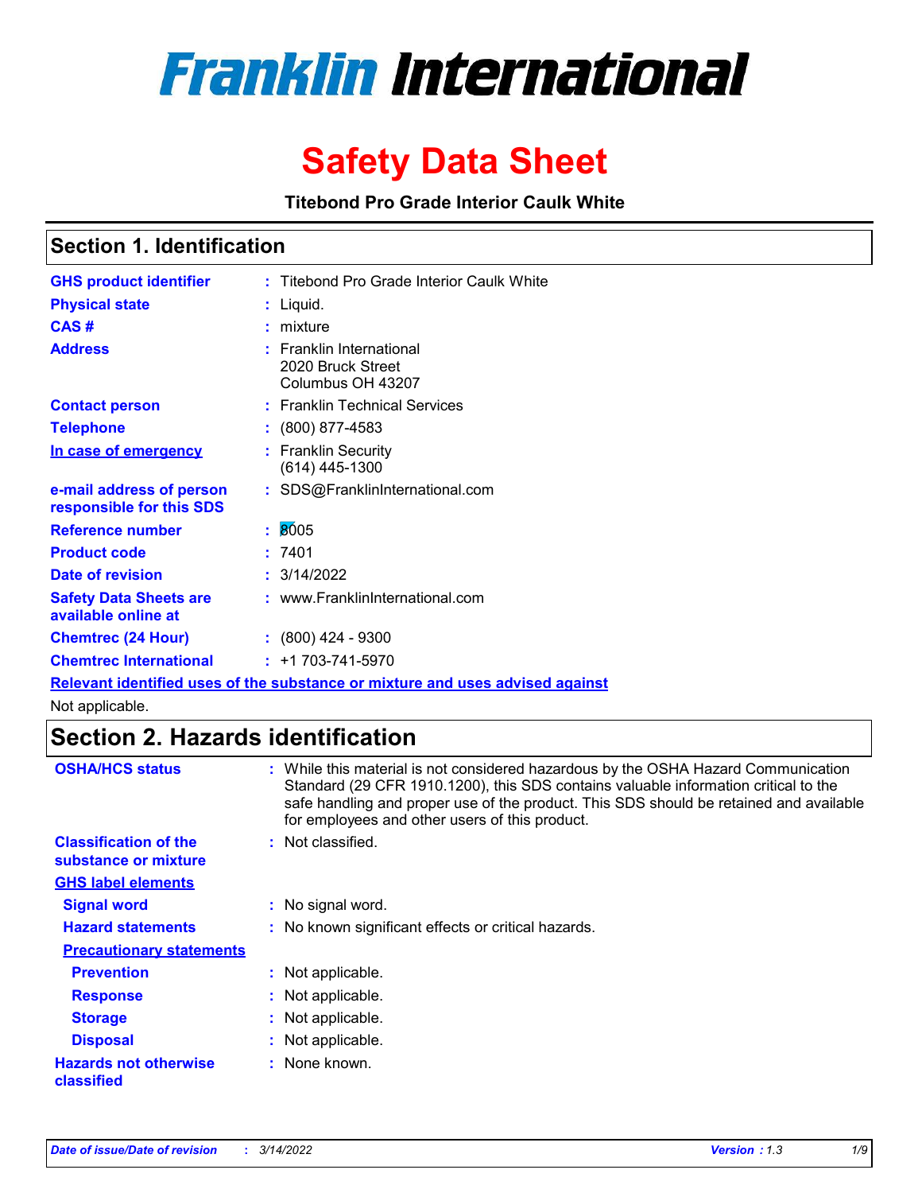# Franklin International

# Safety Data Sheet

**Titebond Pro Grade Interior Caulk White**

## Section 1. Identification

| | | |
|---|---|---|
| **GHS product identifier** | : | Titebond Pro Grade Interior Caulk White |
| **Physical state** | : | Liquid. |
| **CAS #** | : | mixture |
| **Address** | : | Franklin International<br>2020 Bruck Street<br>Columbus OH 43207 |
| **Contact person** | : | Franklin Technical Services |
| **Telephone** | : | (800) 877-4583 |
| **In case of emergency** | : | Franklin Security<br>(614) 445-1300 |
| **e-mail address of person responsible for this SDS** | : | SDS@FranklinInternational.com |
| **Reference number** | : | 8005 |
| **Product code** | : | 7401 |
| **Date of revision** | : | 3/14/2022 |
| **Safety Data Sheets are available online at** | : | www.FranklinInternational.com |
| **Chemtrec (24 Hour)** | : | (800) 424 - 9300 |
| **Chemtrec International** | : | +1 703-741-5970 |

**Relevant identified uses of the substance or mixture and uses advised against**

Not applicable.

## Section 2. Hazards identification

**OSHA/HCS status** : While this material is not considered hazardous by the OSHA Hazard Communication Standard (29 CFR 1910.1200), this SDS contains valuable information critical to the safe handling and proper use of the product. This SDS should be retained and available for employees and other users of this product.

**Classification of the substance or mixture** : Not classified.

**GHS label elements**

**Signal word** : No signal word.

**Hazard statements** : No known significant effects or critical hazards.

**Precautionary statements**

**Prevention** : Not applicable.

**Response** : Not applicable.

**Storage** : Not applicable.

**Disposal** : Not applicable.

**Hazards not otherwise classified** : None known.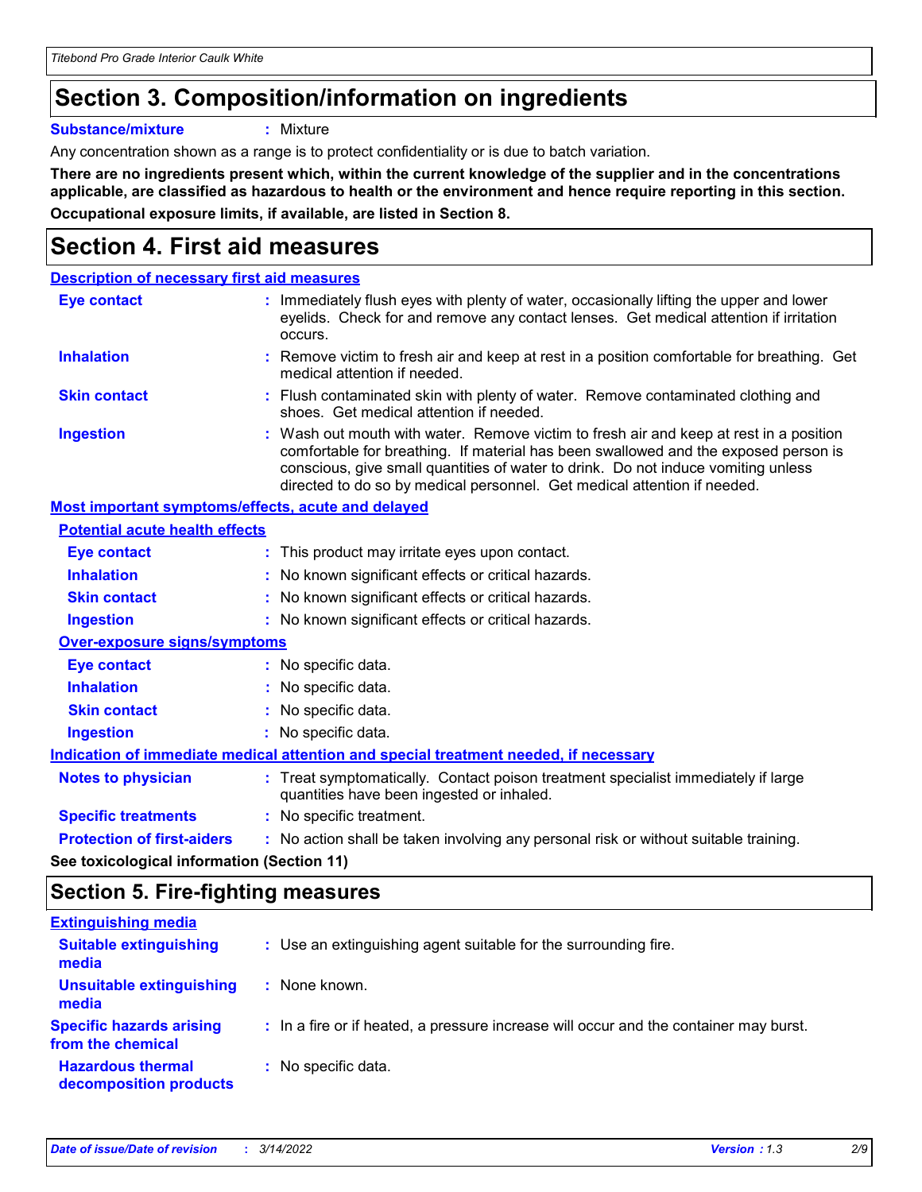# Section 3. Composition/information on ingredients

**Substance/mixture** : Mixture

Any concentration shown as a range is to protect confidentiality or is due to batch variation.

**There are no ingredients present which, within the current knowledge of the supplier and in the concentrations applicable, are classified as hazardous to health or the environment and hence require reporting in this section.**

**Occupational exposure limits, if available, are listed in Section 8.**

# Section 4. First aid measures

## Description of necessary first aid measures

**Eye contact** : Immediately flush eyes with plenty of water, occasionally lifting the upper and lower eyelids. Check for and remove any contact lenses. Get medical attention if irritation occurs.

**Inhalation** : Remove victim to fresh air and keep at rest in a position comfortable for breathing. Get medical attention if needed.

**Skin contact** : Flush contaminated skin with plenty of water. Remove contaminated clothing and shoes. Get medical attention if needed.

**Ingestion** : Wash out mouth with water. Remove victim to fresh air and keep at rest in a position comfortable for breathing. If material has been swallowed and the exposed person is conscious, give small quantities of water to drink. Do not induce vomiting unless directed to do so by medical personnel. Get medical attention if needed.

## Most important symptoms/effects, acute and delayed

### Potential acute health effects

**Eye contact** : This product may irritate eyes upon contact.

**Inhalation** : No known significant effects or critical hazards.

**Skin contact** : No known significant effects or critical hazards.

**Ingestion** : No known significant effects or critical hazards.

### Over-exposure signs/symptoms

**Eye contact** : No specific data.

**Inhalation** : No specific data.

**Skin contact** : No specific data.

**Ingestion** : No specific data.

## Indication of immediate medical attention and special treatment needed, if necessary

**Notes to physician** : Treat symptomatically. Contact poison treatment specialist immediately if large quantities have been ingested or inhaled.

**Specific treatments** : No specific treatment.

**Protection of first-aiders** : No action shall be taken involving any personal risk or without suitable training.

**See toxicological information (Section 11)**

# Section 5. Fire-fighting measures

## Extinguishing media

**Suitable extinguishing media** : Use an extinguishing agent suitable for the surrounding fire.

**Unsuitable extinguishing media** : None known.

**Specific hazards arising from the chemical** : In a fire or if heated, a pressure increase will occur and the container may burst.

**Hazardous thermal decomposition products** : No specific data.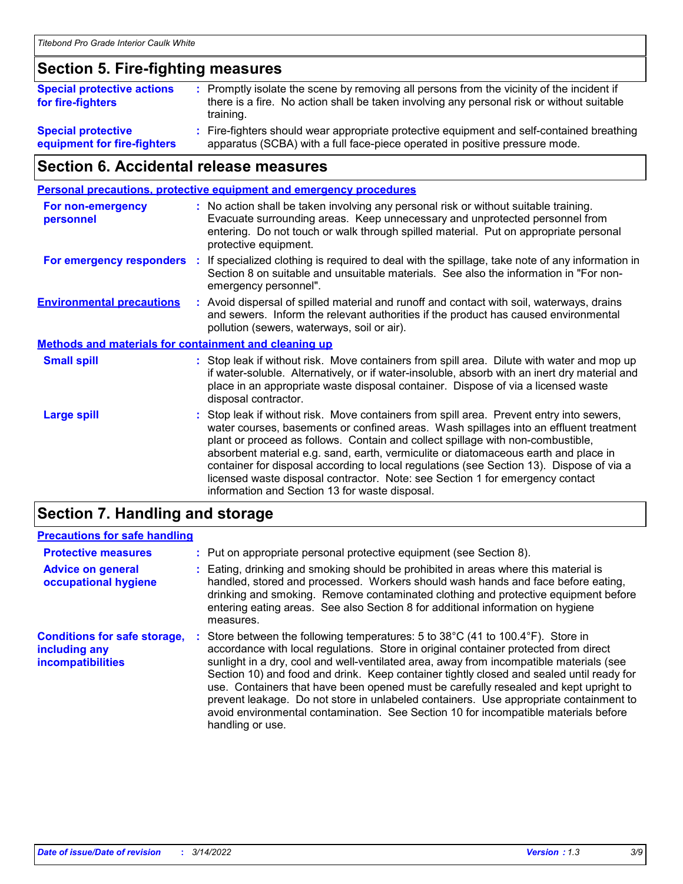## Section 5. Fire-fighting measures

**Special protective actions for fire-fighters** : Promptly isolate the scene by removing all persons from the vicinity of the incident if there is a fire. No action shall be taken involving any personal risk or without suitable training.

**Special protective equipment for fire-fighters** : Fire-fighters should wear appropriate protective equipment and self-contained breathing apparatus (SCBA) with a full face-piece operated in positive pressure mode.

## Section 6. Accidental release measures

### Personal precautions, protective equipment and emergency procedures

**For non-emergency personnel** : No action shall be taken involving any personal risk or without suitable training. Evacuate surrounding areas. Keep unnecessary and unprotected personnel from entering. Do not touch or walk through spilled material. Put on appropriate personal protective equipment.

**For emergency responders** : If specialized clothing is required to deal with the spillage, take note of any information in Section 8 on suitable and unsuitable materials. See also the information in "For non-emergency personnel".

**Environmental precautions** : Avoid dispersal of spilled material and runoff and contact with soil, waterways, drains and sewers. Inform the relevant authorities if the product has caused environmental pollution (sewers, waterways, soil or air).

### Methods and materials for containment and cleaning up

**Small spill** : Stop leak if without risk. Move containers from spill area. Dilute with water and mop up if water-soluble. Alternatively, or if water-insoluble, absorb with an inert dry material and place in an appropriate waste disposal container. Dispose of via a licensed waste disposal contractor.

**Large spill** : Stop leak if without risk. Move containers from spill area. Prevent entry into sewers, water courses, basements or confined areas. Wash spillages into an effluent treatment plant or proceed as follows. Contain and collect spillage with non-combustible, absorbent material e.g. sand, earth, vermiculite or diatomaceous earth and place in container for disposal according to local regulations (see Section 13). Dispose of via a licensed waste disposal contractor. Note: see Section 1 for emergency contact information and Section 13 for waste disposal.

## Section 7. Handling and storage

### Precautions for safe handling

**Protective measures** : Put on appropriate personal protective equipment (see Section 8).

**Advice on general occupational hygiene** : Eating, drinking and smoking should be prohibited in areas where this material is handled, stored and processed. Workers should wash hands and face before eating, drinking and smoking. Remove contaminated clothing and protective equipment before entering eating areas. See also Section 8 for additional information on hygiene measures.

**Conditions for safe storage, including any incompatibilities** : Store between the following temperatures: 5 to 38°C (41 to 100.4°F). Store in accordance with local regulations. Store in original container protected from direct sunlight in a dry, cool and well-ventilated area, away from incompatible materials (see Section 10) and food and drink. Keep container tightly closed and sealed until ready for use. Containers that have been opened must be carefully resealed and kept upright to prevent leakage. Do not store in unlabeled containers. Use appropriate containment to avoid environmental contamination. See Section 10 for incompatible materials before handling or use.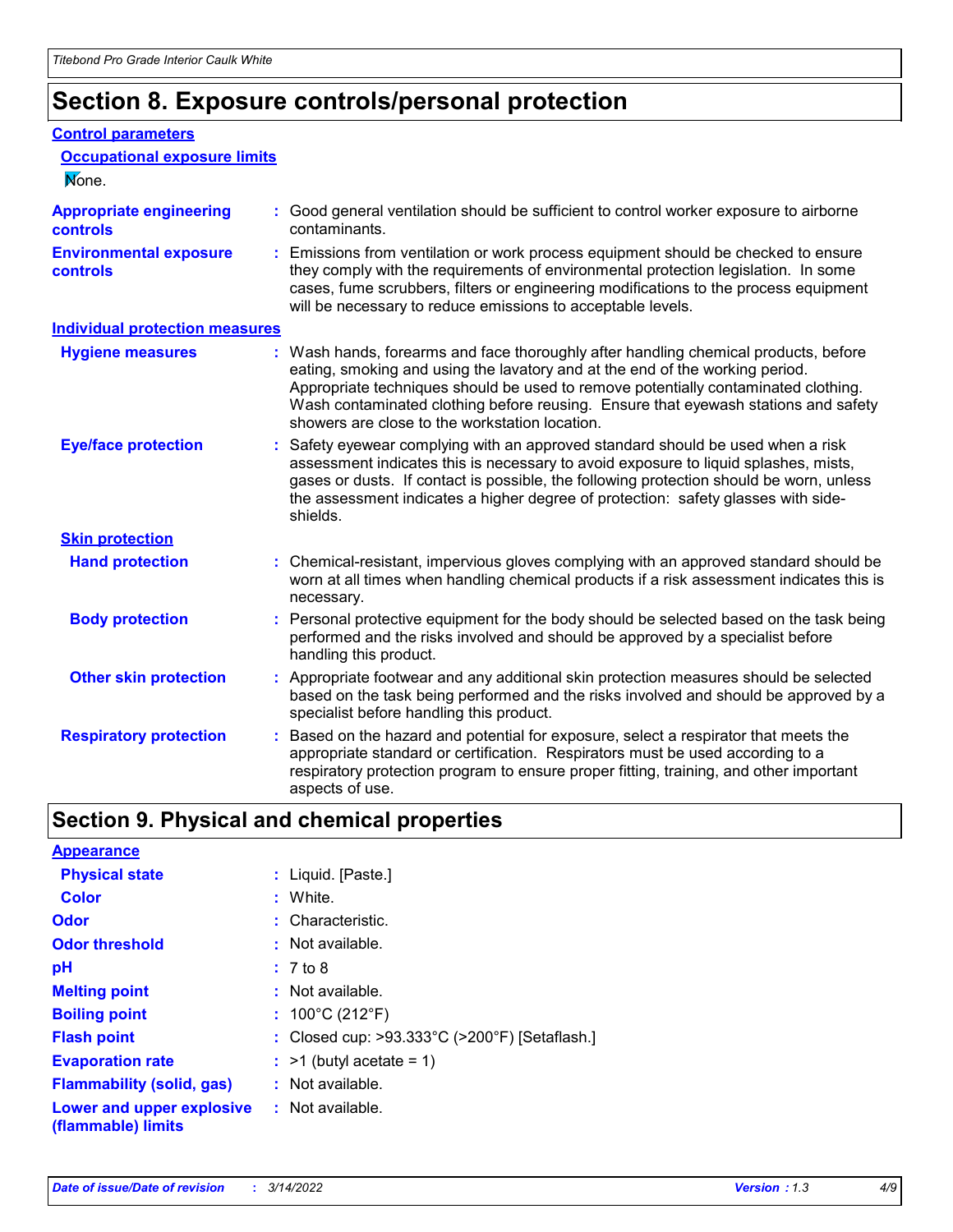# Section 8. Exposure controls/personal protection

## Control parameters

### Occupational exposure limits

None.

**Appropriate engineering controls** : Good general ventilation should be sufficient to control worker exposure to airborne contaminants.

**Environmental exposure controls** : Emissions from ventilation or work process equipment should be checked to ensure they comply with the requirements of environmental protection legislation. In some cases, fume scrubbers, filters or engineering modifications to the process equipment will be necessary to reduce emissions to acceptable levels.

## Individual protection measures

**Hygiene measures** : Wash hands, forearms and face thoroughly after handling chemical products, before eating, smoking and using the lavatory and at the end of the working period. Appropriate techniques should be used to remove potentially contaminated clothing. Wash contaminated clothing before reusing. Ensure that eyewash stations and safety showers are close to the workstation location.

**Eye/face protection** : Safety eyewear complying with an approved standard should be used when a risk assessment indicates this is necessary to avoid exposure to liquid splashes, mists, gases or dusts. If contact is possible, the following protection should be worn, unless the assessment indicates a higher degree of protection: safety glasses with side-shields.

### Skin protection

**Hand protection** : Chemical-resistant, impervious gloves complying with an approved standard should be worn at all times when handling chemical products if a risk assessment indicates this is necessary.

**Body protection** : Personal protective equipment for the body should be selected based on the task being performed and the risks involved and should be approved by a specialist before handling this product.

**Other skin protection** : Appropriate footwear and any additional skin protection measures should be selected based on the task being performed and the risks involved and should be approved by a specialist before handling this product.

**Respiratory protection** : Based on the hazard and potential for exposure, select a respirator that meets the appropriate standard or certification. Respirators must be used according to a respiratory protection program to ensure proper fitting, training, and other important aspects of use.

# Section 9. Physical and chemical properties

## Appearance

**Physical state** : Liquid. [Paste.]

**Color** : White.

**Odor** : Characteristic.

**Odor threshold** : Not available.

**pH** : 7 to 8

**Melting point** : Not available.

**Boiling point** : 100°C (212°F)

**Flash point** : Closed cup: >93.333°C (>200°F) [Setaflash.]

**Evaporation rate** : >1 (butyl acetate = 1)

**Flammability (solid, gas)** : Not available.

**Lower and upper explosive (flammable) limits** : Not available.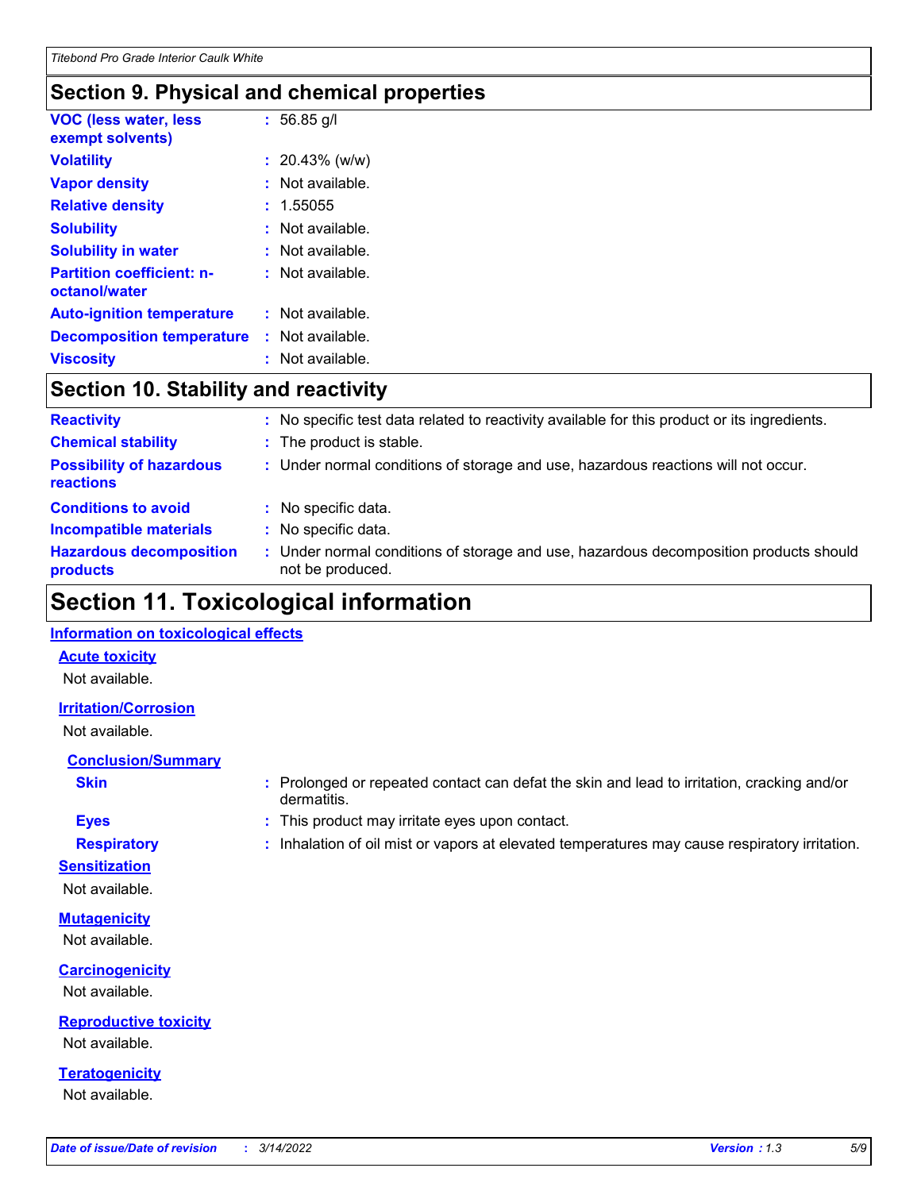## Section 9. Physical and chemical properties

| | |
|---|---|
| **VOC (less water, less exempt solvents)** | : 56.85 g/l |
| **Volatility** | : 20.43% (w/w) |
| **Vapor density** | : Not available. |
| **Relative density** | : 1.55055 |
| **Solubility** | : Not available. |
| **Solubility in water** | : Not available. |
| **Partition coefficient: n-octanol/water** | : Not available. |
| **Auto-ignition temperature** | : Not available. |
| **Decomposition temperature** | : Not available. |
| **Viscosity** | : Not available. |

## Section 10. Stability and reactivity

| | |
|---|---|
| **Reactivity** | : No specific test data related to reactivity available for this product or its ingredients. |
| **Chemical stability** | : The product is stable. |
| **Possibility of hazardous reactions** | : Under normal conditions of storage and use, hazardous reactions will not occur. |
| **Conditions to avoid** | : No specific data. |
| **Incompatible materials** | : No specific data. |
| **Hazardous decomposition products** | : Under normal conditions of storage and use, hazardous decomposition products should not be produced. |

## Section 11. Toxicological information

### Information on toxicological effects

#### Acute toxicity

Not available.

#### Irritation/Corrosion

Not available.

#### Conclusion/Summary

| | |
|---|---|
| **Skin** | : Prolonged or repeated contact can defat the skin and lead to irritation, cracking and/or dermatitis. |
| **Eyes** | : This product may irritate eyes upon contact. |
| **Respiratory** | : Inhalation of oil mist or vapors at elevated temperatures may cause respiratory irritation. |

#### Sensitization

Not available.

#### Mutagenicity

Not available.

#### Carcinogenicity

Not available.

#### Reproductive toxicity

Not available.

#### Teratogenicity

Not available.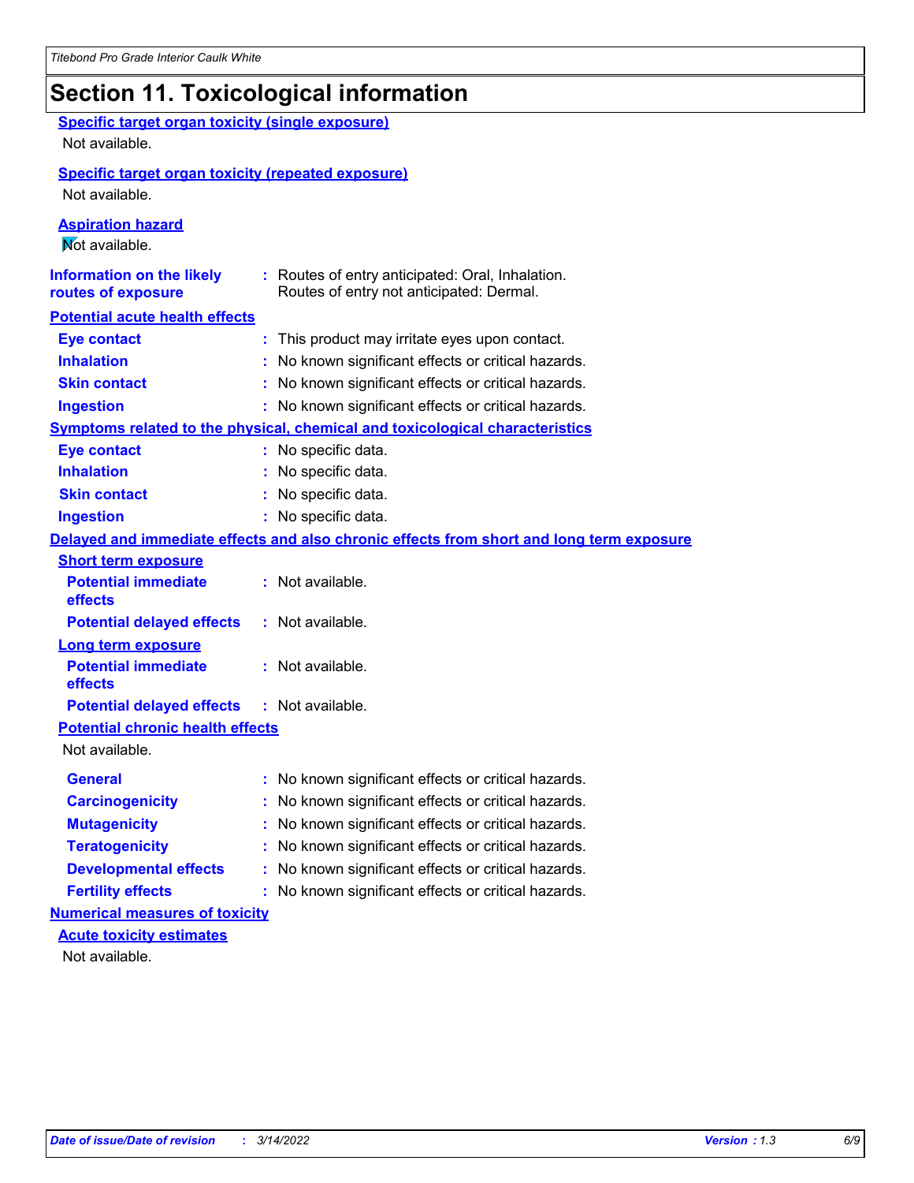# Section 11. Toxicological information

**Specific target organ toxicity (single exposure)**

Not available.

**Specific target organ toxicity (repeated exposure)**

Not available.

**Aspiration hazard**

Not available.

**Information on the likely routes of exposure** : Routes of entry anticipated: Oral, Inhalation. Routes of entry not anticipated: Dermal.

**Potential acute health effects**

**Eye contact** : This product may irritate eyes upon contact.

**Inhalation** : No known significant effects or critical hazards.

**Skin contact** : No known significant effects or critical hazards.

**Ingestion** : No known significant effects or critical hazards.

**Symptoms related to the physical, chemical and toxicological characteristics**

**Eye contact** : No specific data.

**Inhalation** : No specific data.

**Skin contact** : No specific data.

**Ingestion** : No specific data.

**Delayed and immediate effects and also chronic effects from short and long term exposure**

**Short term exposure**

**Potential immediate effects** : Not available.

**Potential delayed effects** : Not available.

**Long term exposure**

**Potential immediate effects** : Not available.

**Potential delayed effects** : Not available.

**Potential chronic health effects**

Not available.

**General** : No known significant effects or critical hazards.

**Carcinogenicity** : No known significant effects or critical hazards.

**Mutagenicity** : No known significant effects or critical hazards.

**Teratogenicity** : No known significant effects or critical hazards.

**Developmental effects** : No known significant effects or critical hazards.

**Fertility effects** : No known significant effects or critical hazards.

**Numerical measures of toxicity**

**Acute toxicity estimates**

Not available.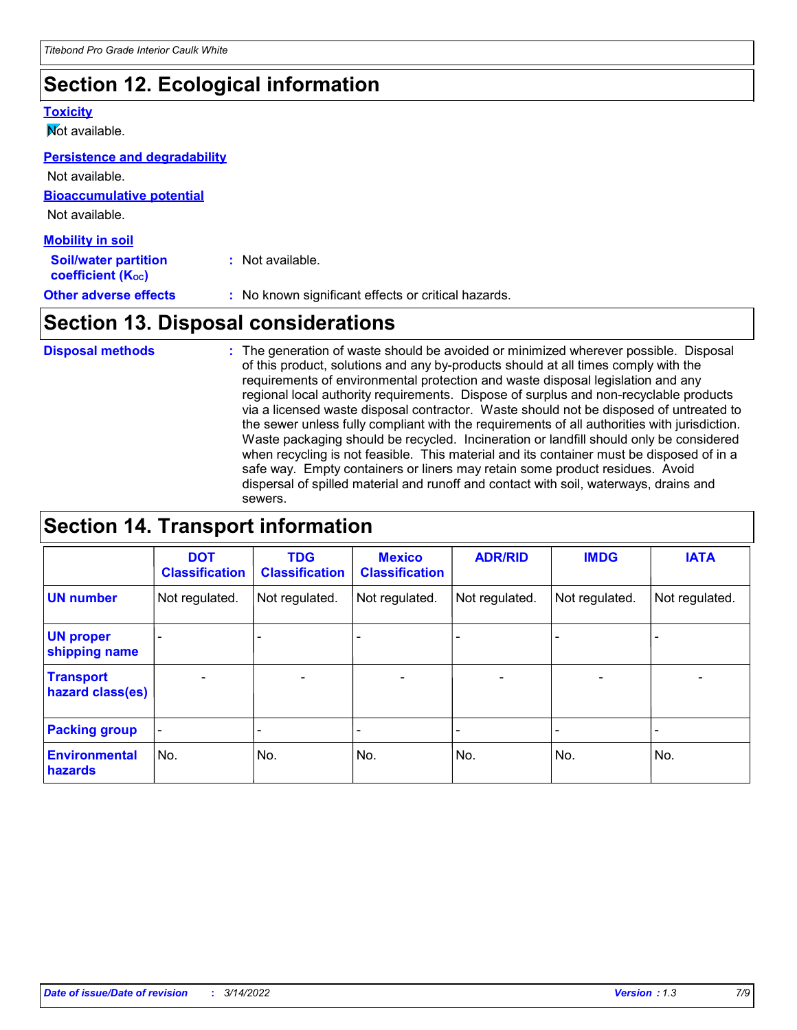## Section 12. Ecological information

**Toxicity**

Not available.

**Persistence and degradability**

Not available.

**Bioaccumulative potential**

Not available.

**Mobility in soil**

**Soil/water partition coefficient ($K_{OC}$)** : Not available.

**Other adverse effects** : No known significant effects or critical hazards.

## Section 13. Disposal considerations

**Disposal methods** : The generation of waste should be avoided or minimized wherever possible. Disposal of this product, solutions and any by-products should at all times comply with the requirements of environmental protection and waste disposal legislation and any regional local authority requirements. Dispose of surplus and non-recyclable products via a licensed waste disposal contractor. Waste should not be disposed of untreated to the sewer unless fully compliant with the requirements of all authorities with jurisdiction. Waste packaging should be recycled. Incineration or landfill should only be considered when recycling is not feasible. This material and its container must be disposed of in a safe way. Empty containers or liners may retain some product residues. Avoid dispersal of spilled material and runoff and contact with soil, waterways, drains and sewers.

## Section 14. Transport information

| | DOT Classification | TDG Classification | Mexico Classification | ADR/RID | IMDG | IATA |
|---|---|---|---|---|---|---|
| **UN number** | Not regulated. | Not regulated. | Not regulated. | Not regulated. | Not regulated. | Not regulated. |
| **UN proper shipping name** | - | - | - | - | - | - |
| **Transport hazard class(es)** | - | - | - | - | - | - |
| **Packing group** | - | - | - | - | - | - |
| **Environmental hazards** | No. | No. | No. | No. | No. | No. |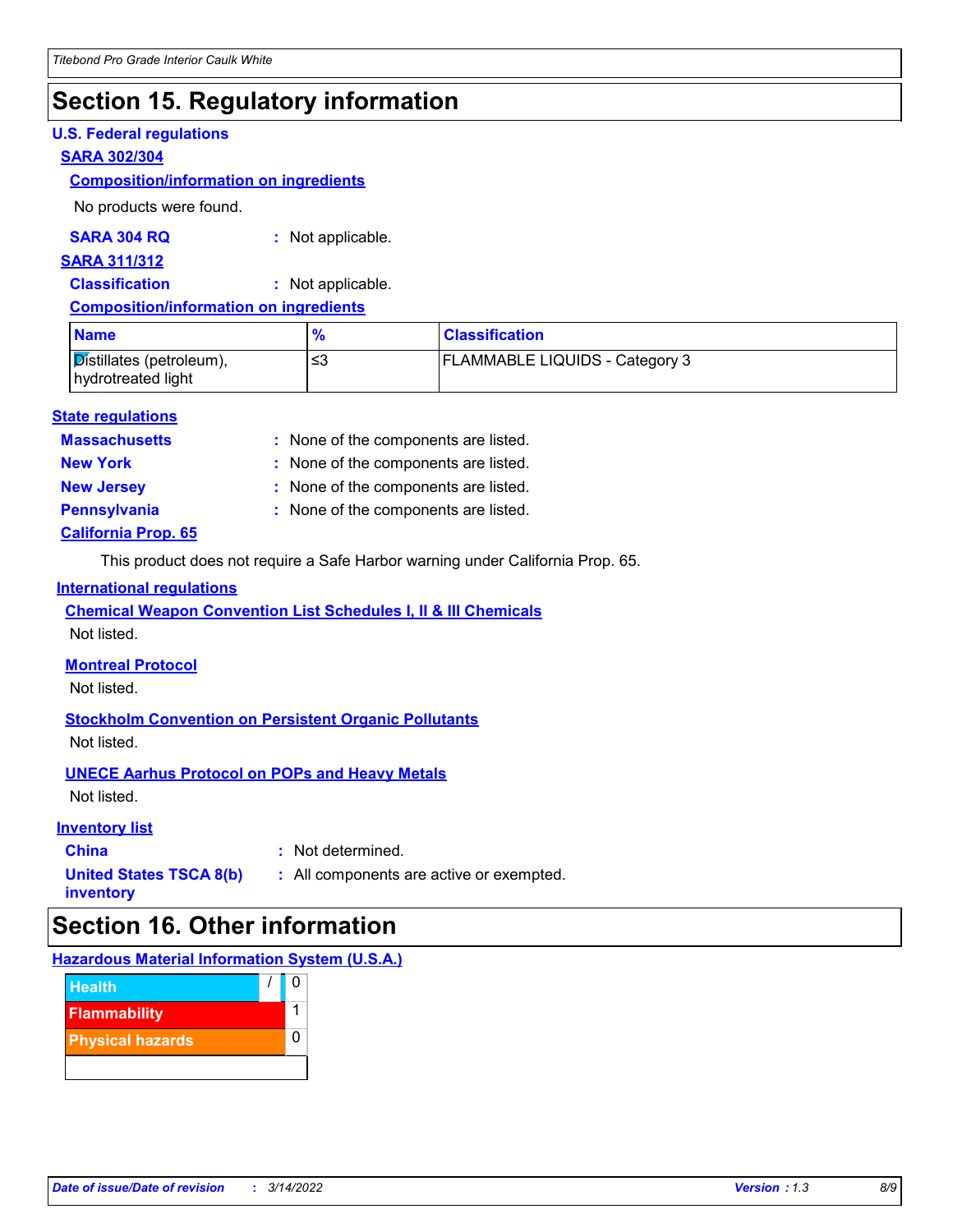# Section 15. Regulatory information

### U.S. Federal regulations

#### SARA 302/304

**Composition/information on ingredients**

No products were found.

**SARA 304 RQ** : Not applicable.

#### SARA 311/312

**Classification** : Not applicable.

**Composition/information on ingredients**

| Name | % | Classification |
|---|---|---|
| Distillates (petroleum), hydrotreated light | ≤3 | FLAMMABLE LIQUIDS - Category 3 |

### State regulations

**Massachusetts** : None of the components are listed.

**New York** : None of the components are listed.

**New Jersey** : None of the components are listed.

**Pennsylvania** : None of the components are listed.

**California Prop. 65**

This product does not require a Safe Harbor warning under California Prop. 65.

### International regulations

**Chemical Weapon Convention List Schedules I, II & III Chemicals**

Not listed.

**Montreal Protocol**

Not listed.

**Stockholm Convention on Persistent Organic Pollutants**

Not listed.

**UNECE Aarhus Protocol on POPs and Heavy Metals**

Not listed.

### Inventory list

**China** : Not determined.

**United States TSCA 8(b) inventory** : All components are active or exempted.

# Section 16. Other information

### Hazardous Material Information System (U.S.A.)

| | | |
|---|---|---|
| Health | / | 0 |
| Flammability | | 1 |
| Physical hazards | | 0 |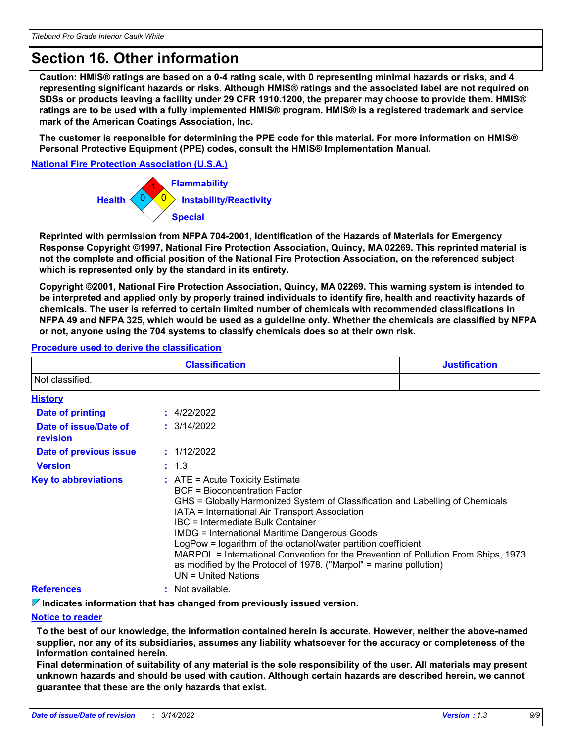# Section 16. Other information

**Caution: HMIS® ratings are based on a 0-4 rating scale, with 0 representing minimal hazards or risks, and 4 representing significant hazards or risks. Although HMIS® ratings and the associated label are not required on SDSs or products leaving a facility under 29 CFR 1910.1200, the preparer may choose to provide them. HMIS® ratings are to be used with a fully implemented HMIS® program. HMIS® is a registered trademark and service mark of the American Coatings Association, Inc.**

**The customer is responsible for determining the PPE code for this material. For more information on HMIS® Personal Protective Equipment (PPE) codes, consult the HMIS® Implementation Manual.**

**National Fire Protection Association (U.S.A.)**

Flammability: 1
Health: 0
Instability/Reactivity: 0
Special

**Reprinted with permission from NFPA 704-2001, Identification of the Hazards of Materials for Emergency Response Copyright ©1997, National Fire Protection Association, Quincy, MA 02269. This reprinted material is not the complete and official position of the National Fire Protection Association, on the referenced subject which is represented only by the standard in its entirety.**

**Copyright ©2001, National Fire Protection Association, Quincy, MA 02269. This warning system is intended to be interpreted and applied only by properly trained individuals to identify fire, health and reactivity hazards of chemicals. The user is referred to certain limited number of chemicals with recommended classifications in NFPA 49 and NFPA 325, which would be used as a guideline only. Whether the chemicals are classified by NFPA or not, anyone using the 704 systems to classify chemicals does so at their own risk.**

**Procedure used to derive the classification**

| Classification | Justification |
|---|---|
| Not classified. | |

**History**

**Date of printing** : 4/22/2022

**Date of issue/Date of revision** : 3/14/2022

**Date of previous issue** : 1/12/2022

**Version** : 1.3

**Key to abbreviations** :
ATE = Acute Toxicity Estimate
BCF = Bioconcentration Factor
GHS = Globally Harmonized System of Classification and Labelling of Chemicals
IATA = International Air Transport Association
IBC = Intermediate Bulk Container
IMDG = International Maritime Dangerous Goods
LogPow = logarithm of the octanol/water partition coefficient
MARPOL = International Convention for the Prevention of Pollution From Ships, 1973 as modified by the Protocol of 1978. ("Marpol" = marine pollution)
UN = United Nations

**References** : Not available.

**Indicates information that has changed from previously issued version.**

**Notice to reader**

**To the best of our knowledge, the information contained herein is accurate. However, neither the above-named supplier, nor any of its subsidiaries, assumes any liability whatsoever for the accuracy or completeness of the information contained herein.**
**Final determination of suitability of any material is the sole responsibility of the user. All materials may present unknown hazards and should be used with caution. Although certain hazards are described herein, we cannot guarantee that these are the only hazards that exist.**